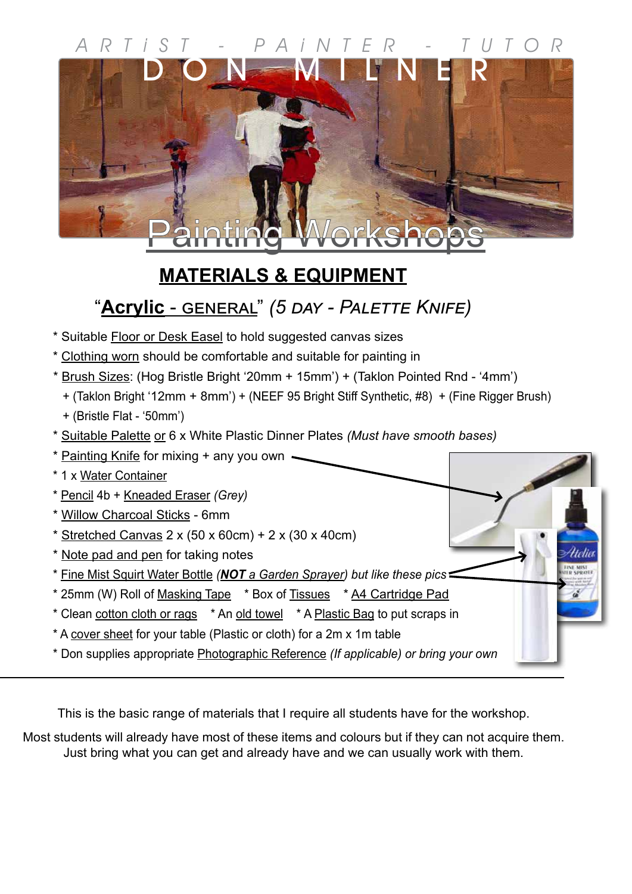ARTiST - PAiNTER - TUTOR

# DON MILNER

## Painting Workshops

## MATERIALS & EQUIPMENT

### "**Acrylic** - GENERAL" *(5 DAY - PALETTE KNIFE)*

* Suitable Floor or Desk Easel to hold suggested canvas sizes
* Clothing worn should be comfortable and suitable for painting in
* Brush Sizes: (Hog Bristle Bright '20mm + 15mm') + (Taklon Pointed Rnd - '4mm') + (Taklon Bright '12mm + 8mm') + (NEEF 95 Bright Stiff Synthetic, #8) + (Fine Rigger Brush) + (Bristle Flat - '50mm')
* Suitable Palette or 6 x White Plastic Dinner Plates *(Must have smooth bases)*
* Painting Knife for mixing + any you own
* 1 x Water Container
* Pencil 4b + Kneaded Eraser *(Grey)*
* Willow Charcoal Sticks - 6mm
* Stretched Canvas 2 x (50 x 60cm) + 2 x (30 x 40cm)
* Note pad and pen for taking notes
* Fine Mist Squirt Water Bottle *(**NOT** a Garden Sprayer) but like these pics*
* 25mm (W) Roll of Masking Tape
* Box of Tissues
* A4 Cartridge Pad
* Clean cotton cloth or rags
* An old towel
* A Plastic Bag to put scraps in
* A cover sheet for your table (Plastic or cloth) for a 2m x 1m table
* Don supplies appropriate Photographic Reference *(If applicable) or bring your own*

---

This is the basic range of materials that I require all students have for the workshop.

Most students will already have most of these items and colours but if they can not acquire them. Just bring what you can get and already have and we can usually work with them.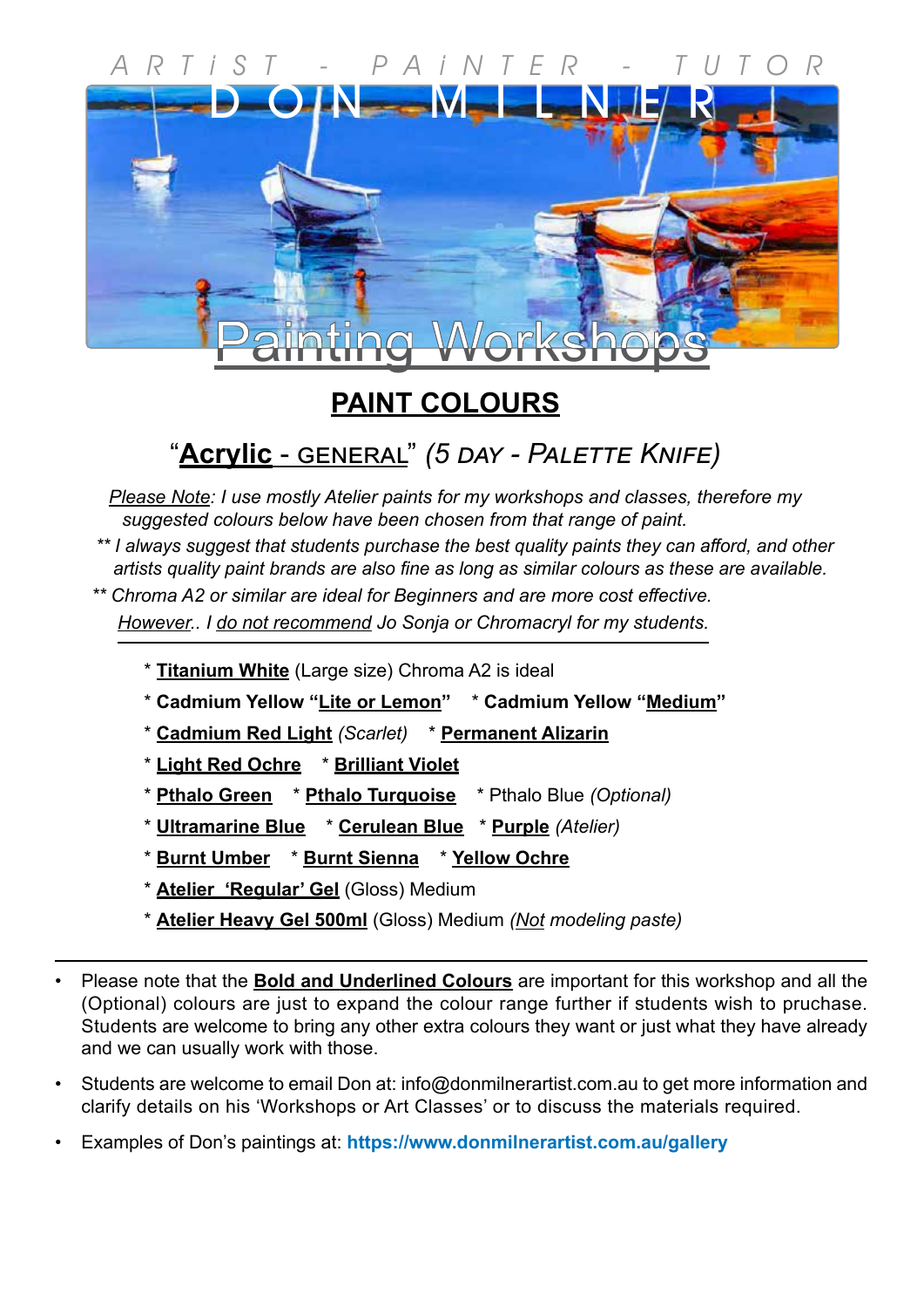ARTiST - PAiNTER - TUTOR

# DON MILNER

# Painting Workshops

## PAINT COLOURS

### "**Acrylic** - GENERAL" *(5 DAY - PALETTE KNIFE)*

*Please Note: I use mostly Atelier paints for my workshops and classes, therefore my suggested colours below have been chosen from that range of paint.*

*\*\* I always suggest that students purchase the best quality paints they can afford, and other artists quality paint brands are also fine as long as similar colours as these are available.*

*\*\* Chroma A2 or similar are ideal for Beginners and are more cost effective.*

*However.. I do not recommend Jo Sonja or Chromacryl for my students.*

- \* **Titanium White** (Large size) Chroma A2 is ideal
- \* **Cadmium Yellow "Lite or Lemon"** \* **Cadmium Yellow "Medium"**
- \* **Cadmium Red Light** *(Scarlet)* \* **Permanent Alizarin**
- \* **Light Red Ochre** \* **Brilliant Violet**
- \* **Pthalo Green** \* **Pthalo Turquoise** \* Pthalo Blue *(Optional)*
- \* **Ultramarine Blue** \* **Cerulean Blue** \* **Purple** *(Atelier)*
- \* **Burnt Umber** \* **Burnt Sienna** \* **Yellow Ochre**
- \* **Atelier 'Regular' Gel** (Gloss) Medium
- \* **Atelier Heavy Gel 500ml** (Gloss) Medium *(Not modeling paste)*

---

- Please note that the **Bold and Underlined Colours** are important for this workshop and all the (Optional) colours are just to expand the colour range further if students wish to pruchase. Students are welcome to bring any other extra colours they want or just what they have already and we can usually work with those.
- Students are welcome to email Don at: info@donmilnerartist.com.au to get more information and clarify details on his 'Workshops or Art Classes' or to discuss the materials required.
- Examples of Don's paintings at: **https://www.donmilnerartist.com.au/gallery**